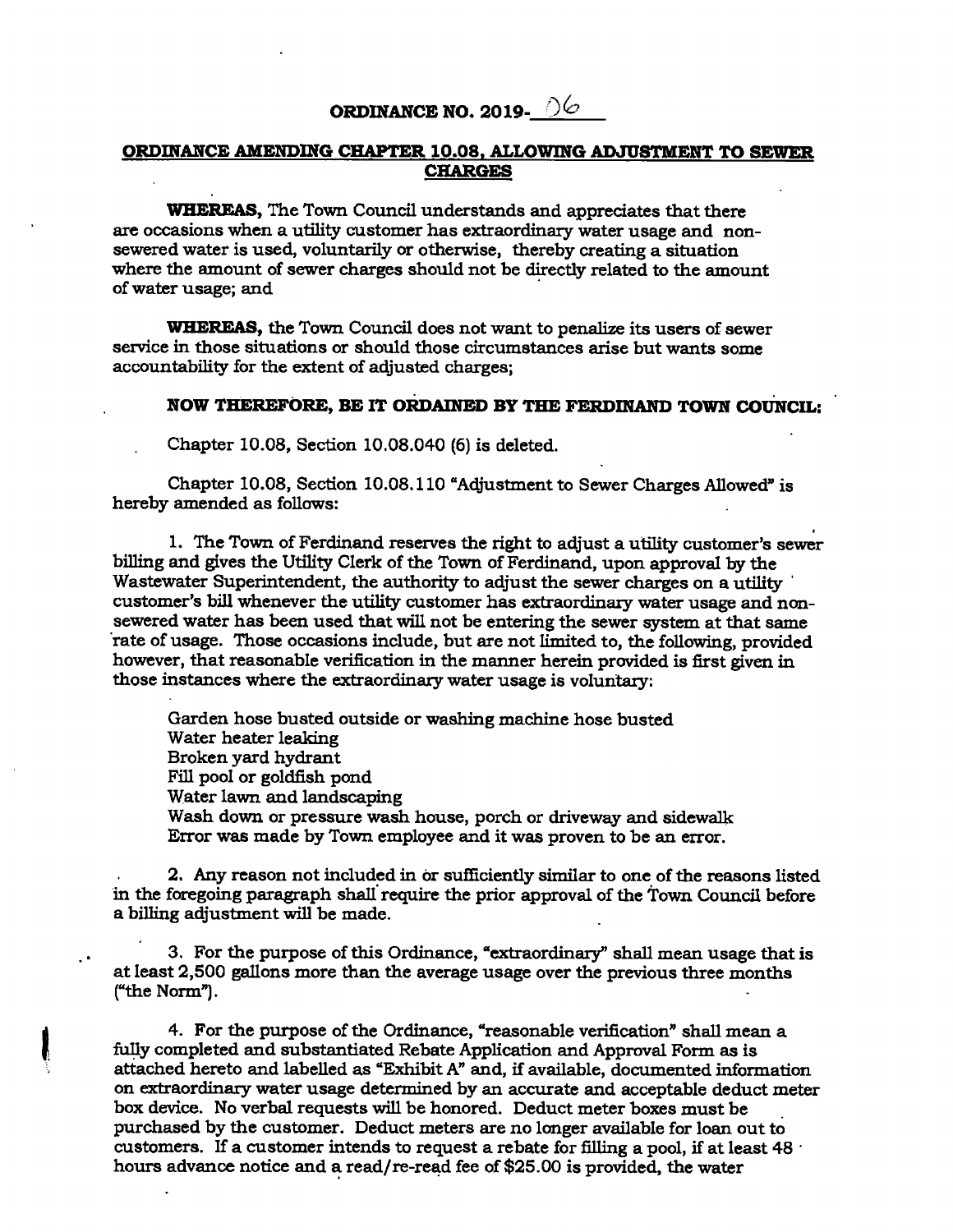# ORDINANCE NO. 2019-06

## ORDINANCE AMENDING CHAPTER 10.08, ALLOWING ADJUSTMENT TO SEWER CHARGES

**WHEREAS,** The Town Council understands and appreciates that there are occasions when a utility customer has extraordinary water usage and non-sewered water is used, voluntarily or otherwise, thereby creating a situation where the amount of sewer charges should not be directly related to the amount of water usage; and

**WHEREAS,** the Town Council does not want to penalize its users of sewer service in those situations or should those circumstances arise but wants some accountability for the extent of adjusted charges;

**NOW THEREFORE, BE IT ORDAINED BY THE FERDINAND TOWN COUNCIL:**

Chapter 10.08, Section 10.08.040 (6) is deleted.

Chapter 10.08, Section 10.08.110 "Adjustment to Sewer Charges Allowed" is hereby amended as follows:

1. The Town of Ferdinand reserves the right to adjust a utility customer's sewer billing and gives the Utility Clerk of the Town of Ferdinand, upon approval by the Wastewater Superintendent, the authority to adjust the sewer charges on a utility customer's bill whenever the utility customer has extraordinary water usage and non-sewered water has been used that will not be entering the sewer system at that same rate of usage. Those occasions include, but are not limited to, the following, provided however, that reasonable verification in the manner herein provided is first given in those instances where the extraordinary water usage is voluntary:

   Garden hose busted outside or washing machine hose busted
   Water heater leaking
   Broken yard hydrant
   Fill pool or goldfish pond
   Water lawn and landscaping
   Wash down or pressure wash house, porch or driveway and sidewalk
   Error was made by Town employee and it was proven to be an error.

2. Any reason not included in or sufficiently similar to one of the reasons listed in the foregoing paragraph shall require the prior approval of the Town Council before a billing adjustment will be made.

3. For the purpose of this Ordinance, "extraordinary" shall mean usage that is at least 2,500 gallons more than the average usage over the previous three months ("the Norm").

4. For the purpose of the Ordinance, "reasonable verification" shall mean a fully completed and substantiated Rebate Application and Approval Form as is attached hereto and labelled as "Exhibit A" and, if available, documented information on extraordinary water usage determined by an accurate and acceptable deduct meter box device. No verbal requests will be honored. Deduct meter boxes must be purchased by the customer. Deduct meters are no longer available for loan out to customers. If a customer intends to request a rebate for filling a pool, if at least 48 hours advance notice and a read/re-read fee of $25.00 is provided, the water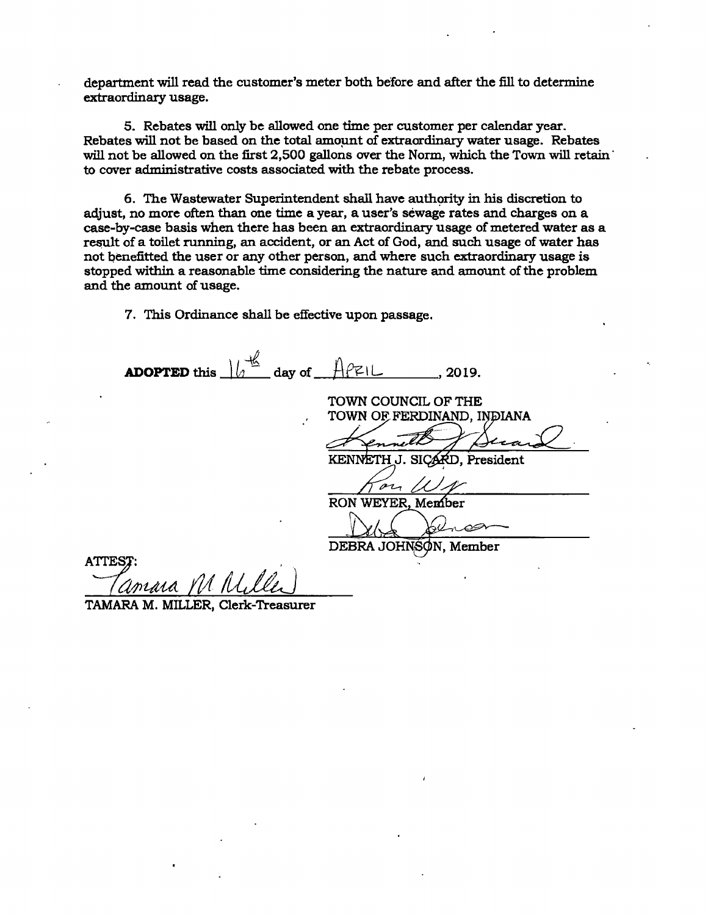department will read the customer's meter both before and after the fill to determine extraordinary usage.

5. Rebates will only be allowed one time per customer per calendar year. Rebates will not be based on the total amount of extraordinary water usage. Rebates will not be allowed on the first 2,500 gallons over the Norm, which the Town will retain to cover administrative costs associated with the rebate process.

6. The Wastewater Superintendent shall have authority in his discretion to adjust, no more often than one time a year, a user's sewage rates and charges on a case-by-case basis when there has been an extraordinary usage of metered water as a result of a toilet running, an accident, or an Act of God, and such usage of water has not benefitted the user or any other person, and where such extraordinary usage is stopped within a reasonable time considering the nature and amount of the problem and the amount of usage.

7. This Ordinance shall be effective upon passage.

**ADOPTED** this 16th day of APRIL, 2019.

TOWN COUNCIL OF THE
TOWN OF FERDINAND, INDIANA

KENNETH J. SICARD, President

RON WEYER, Member

DEBRA JOHNSON, Member

ATTEST:

TAMARA M. MILLER, Clerk-Treasurer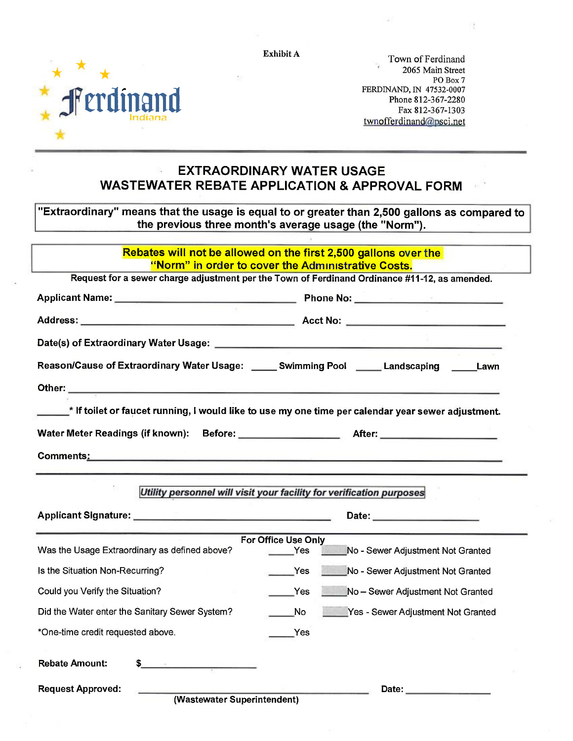Exhibit A

Ferdinand
Indiana

Town of Ferdinand
2065 Main Street
PO Box 7
FERDINAND, IN 47532-0007
Phone 812-367-2280
Fax 812-367-1303
twnofferdinand@psci.net

---

## EXTRAORDINARY WATER USAGE
## WASTEWATER REBATE APPLICATION & APPROVAL FORM

**"Extraordinary" means that the usage is equal to or greater than 2,500 gallons as compared to the previous three month's average usage (the "Norm").**

**Rebates will not be allowed on the first 2,500 gallons over the "Norm" in order to cover the Administrative Costs.**

**Request for a sewer charge adjustment per the Town of Ferdinand Ordinance #11-12, as amended.**

**Applicant Name:** ______________________________ **Phone No:** ____________________

**Address:** ______________________________ **Acct No:** ____________________

**Date(s) of Extraordinary Water Usage:** ______________________________

**Reason/Cause of Extraordinary Water Usage:** _____ **Swimming Pool** _____ **Landscaping** _____ **Lawn**

**Other:** ______________________________

______ **\* If toilet or faucet running, I would like to use my one time per calendar year sewer adjustment.**

**Water Meter Readings (if known): Before:** ______________ **After:** ______________

**Comments:** ______________________________

---

*Utility personnel will visit your facility for verification purposes*

**Applicant Signature:** ______________________________ **Date:** ______________

---

**For Office Use Only**

| | | |
|---|---|---|
| Was the Usage Extraordinary as defined above? | _____Yes | No - Sewer Adjustment Not Granted |
| Is the Situation Non-Recurring? | _____Yes | No - Sewer Adjustment Not Granted |
| Could you Verify the Situation? | _____Yes | No – Sewer Adjustment Not Granted |
| Did the Water enter the Sanitary Sewer System? | _____No | Yes - Sewer Adjustment Not Granted |
| *One-time credit requested above. | _____Yes | |

**Rebate Amount:** $______________

**Request Approved:** ______________________________ **Date:** ______________
(Wastewater Superintendent)